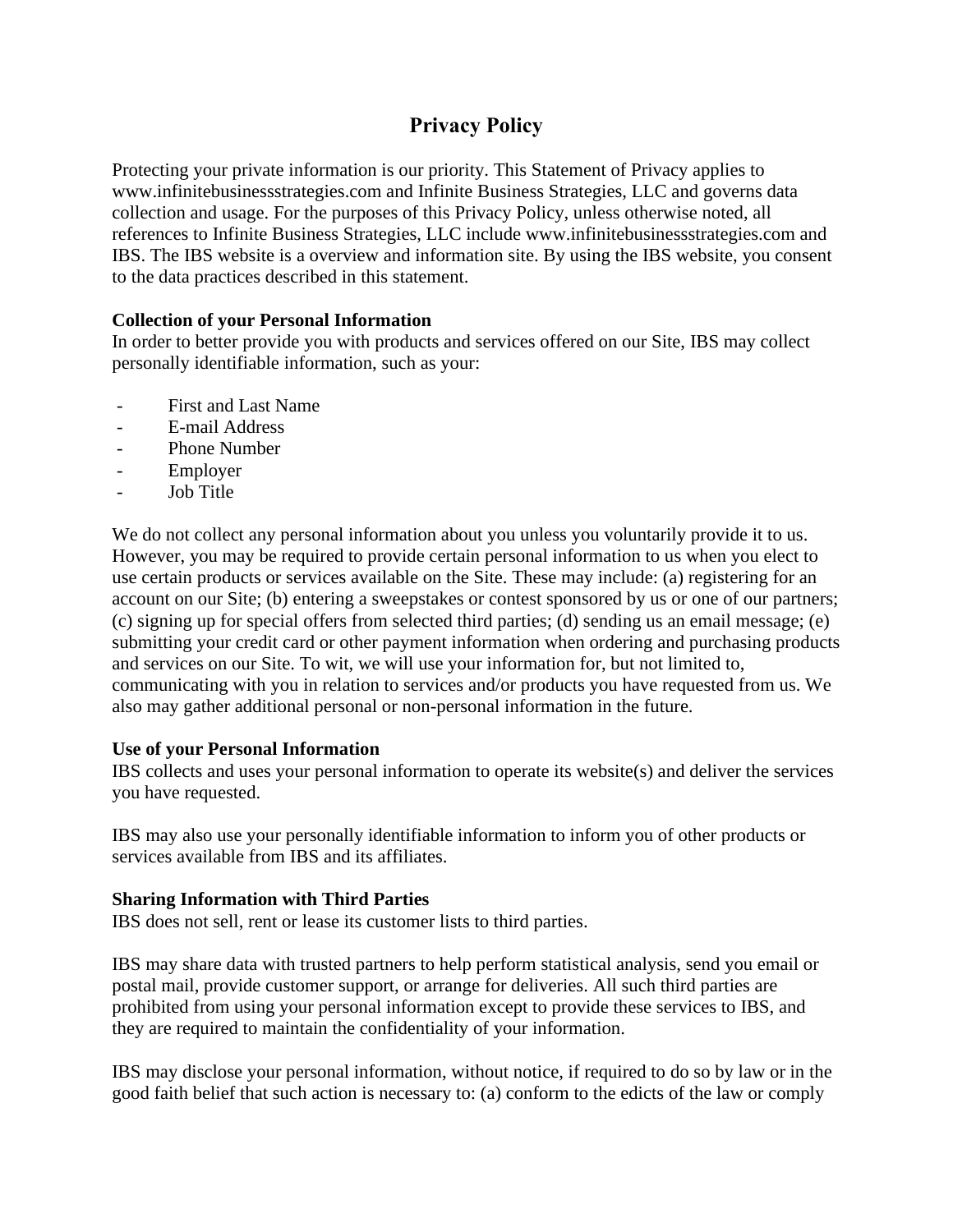# Privacy Policy

Protecting your private information is our priority. This Statement of Privacy applies to www.infinitebusinessstrategies.com and Infinite Business Strategies, LLC and governs data collection and usage. For the purposes of this Privacy Policy, unless otherwise noted, all references to Infinite Business Strategies, LLC include www.infinitebusinessstrategies.com and IBS. The IBS website is a overview and information site. By using the IBS website, you consent to the data practices described in this statement.

**Collection of your Personal Information**
In order to better provide you with products and services offered on our Site, IBS may collect personally identifiable information, such as your:

- First and Last Name
- E-mail Address
- Phone Number
- Employer
- Job Title

We do not collect any personal information about you unless you voluntarily provide it to us. However, you may be required to provide certain personal information to us when you elect to use certain products or services available on the Site. These may include: (a) registering for an account on our Site; (b) entering a sweepstakes or contest sponsored by us or one of our partners; (c) signing up for special offers from selected third parties; (d) sending us an email message; (e) submitting your credit card or other payment information when ordering and purchasing products and services on our Site. To wit, we will use your information for, but not limited to, communicating with you in relation to services and/or products you have requested from us. We also may gather additional personal or non-personal information in the future.

**Use of your Personal Information**
IBS collects and uses your personal information to operate its website(s) and deliver the services you have requested.

IBS may also use your personally identifiable information to inform you of other products or services available from IBS and its affiliates.

**Sharing Information with Third Parties**
IBS does not sell, rent or lease its customer lists to third parties.

IBS may share data with trusted partners to help perform statistical analysis, send you email or postal mail, provide customer support, or arrange for deliveries. All such third parties are prohibited from using your personal information except to provide these services to IBS, and they are required to maintain the confidentiality of your information.

IBS may disclose your personal information, without notice, if required to do so by law or in the good faith belief that such action is necessary to: (a) conform to the edicts of the law or comply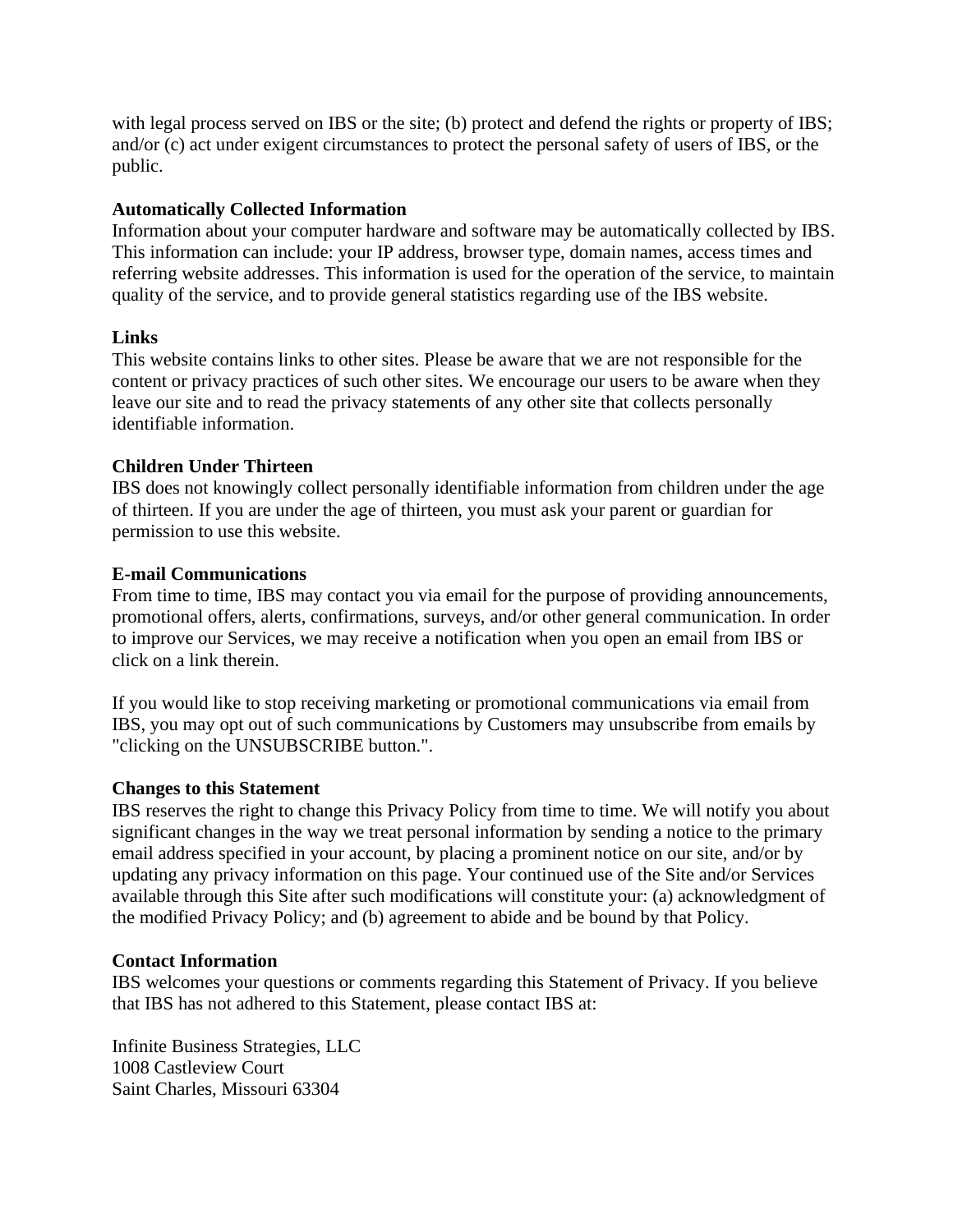with legal process served on IBS or the site; (b) protect and defend the rights or property of IBS; and/or (c) act under exigent circumstances to protect the personal safety of users of IBS, or the public.

**Automatically Collected Information**
Information about your computer hardware and software may be automatically collected by IBS. This information can include: your IP address, browser type, domain names, access times and referring website addresses. This information is used for the operation of the service, to maintain quality of the service, and to provide general statistics regarding use of the IBS website.

**Links**
This website contains links to other sites. Please be aware that we are not responsible for the content or privacy practices of such other sites. We encourage our users to be aware when they leave our site and to read the privacy statements of any other site that collects personally identifiable information.

**Children Under Thirteen**
IBS does not knowingly collect personally identifiable information from children under the age of thirteen. If you are under the age of thirteen, you must ask your parent or guardian for permission to use this website.

**E-mail Communications**
From time to time, IBS may contact you via email for the purpose of providing announcements, promotional offers, alerts, confirmations, surveys, and/or other general communication. In order to improve our Services, we may receive a notification when you open an email from IBS or click on a link therein.

If you would like to stop receiving marketing or promotional communications via email from IBS, you may opt out of such communications by Customers may unsubscribe from emails by "clicking on the UNSUBSCRIBE button.".

**Changes to this Statement**
IBS reserves the right to change this Privacy Policy from time to time. We will notify you about significant changes in the way we treat personal information by sending a notice to the primary email address specified in your account, by placing a prominent notice on our site, and/or by updating any privacy information on this page. Your continued use of the Site and/or Services available through this Site after such modifications will constitute your: (a) acknowledgment of the modified Privacy Policy; and (b) agreement to abide and be bound by that Policy.

**Contact Information**
IBS welcomes your questions or comments regarding this Statement of Privacy. If you believe that IBS has not adhered to this Statement, please contact IBS at:

Infinite Business Strategies, LLC
1008 Castleview Court
Saint Charles, Missouri 63304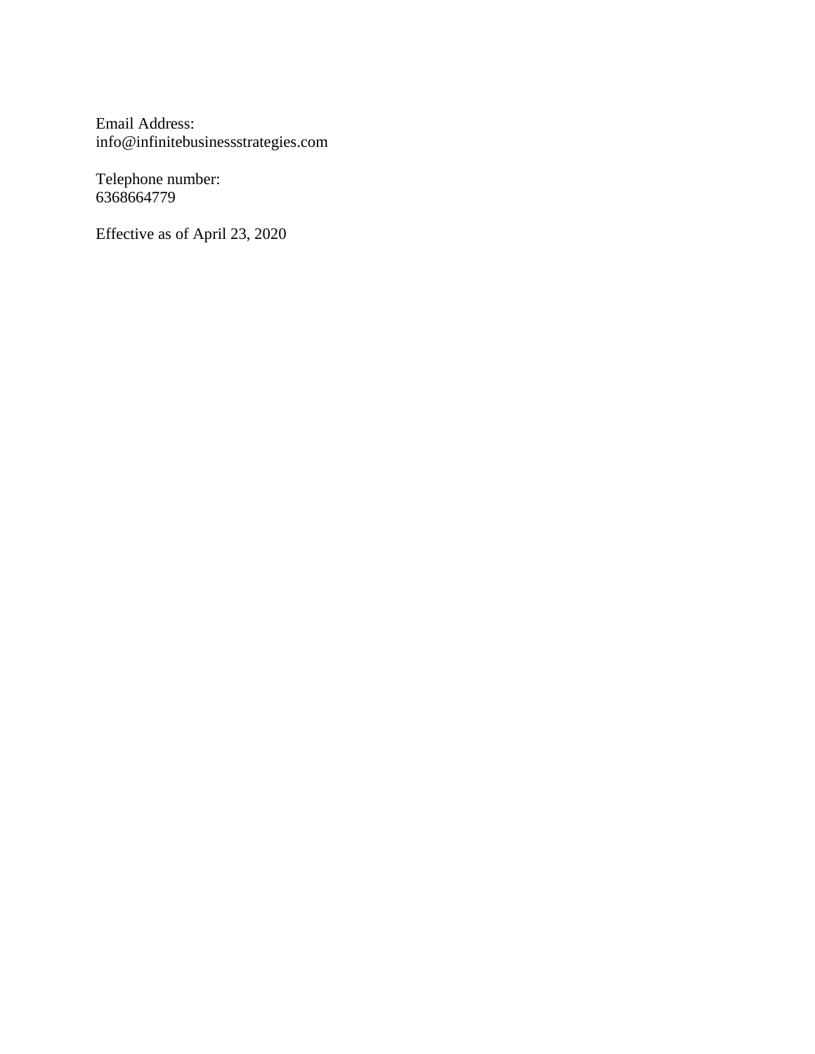Email Address:
info@infinitebusinessstrategies.com

Telephone number:
6368664779

Effective as of April 23, 2020